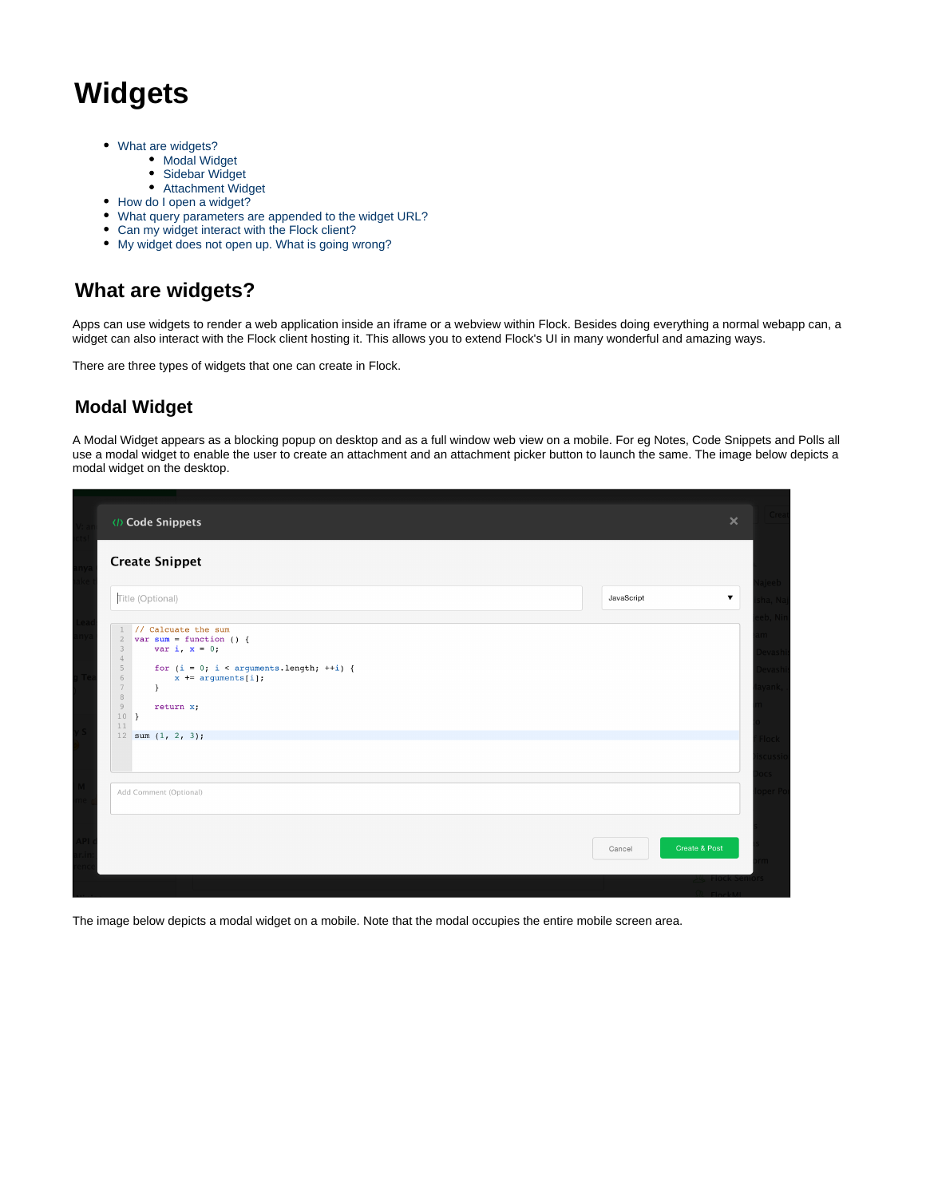# Widgets

- What are widgets?
  - Modal Widget
  - Sidebar Widget
  - Attachment Widget
- How do I open a widget?
- What query parameters are appended to the widget URL?
- Can my widget interact with the Flock client?
- My widget does not open up. What is going wrong?

## What are widgets?

Apps can use widgets to render a web application inside an iframe or a webview within Flock. Besides doing everything a normal webapp can, a widget can also interact with the Flock client hosting it. This allows you to extend Flock's UI in many wonderful and amazing ways.

There are three types of widgets that one can create in Flock.

### Modal Widget

A Modal Widget appears as a blocking popup on desktop and as a full window web view on a mobile. For eg Notes, Code Snippets and Polls all use a modal widget to enable the user to create an attachment and an attachment picker button to launch the same. The image below depicts a modal widget on the desktop.

The image below depicts a modal widget on a mobile. Note that the modal occupies the entire mobile screen area.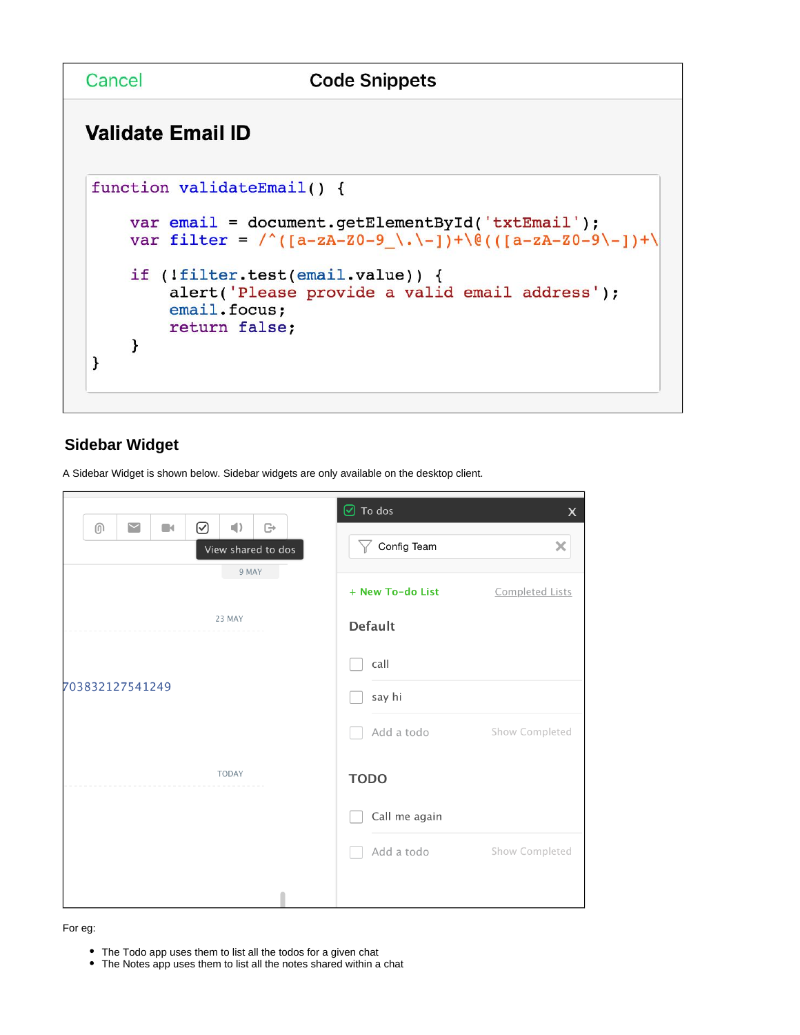Cancel Code Snippets

**Validate Email ID**

```
function validateEmail() {

    var email = document.getElementById('txtEmail');
    var filter = /^([a-zA-Z0-9_\.\-])+\@(([a-zA-Z0-9\-])+\

    if (!filter.test(email.value)) {
        alert('Please provide a valid email address');
        email.focus;
        return false;
    }
}
```

## Sidebar Widget

A Sidebar Widget is shown below. Sidebar widgets are only available on the desktop client.

View shared to dos

9 MAY

23 MAY

703832127541249

TODAY

To dos X

Config Team

\+ New To-do List Completed Lists

Default

- call
- say hi
- Add a todo Show Completed

TODO

- Call me again
- Add a todo Show Completed

For eg:

- The Todo app uses them to list all the todos for a given chat
- The Notes app uses them to list all the notes shared within a chat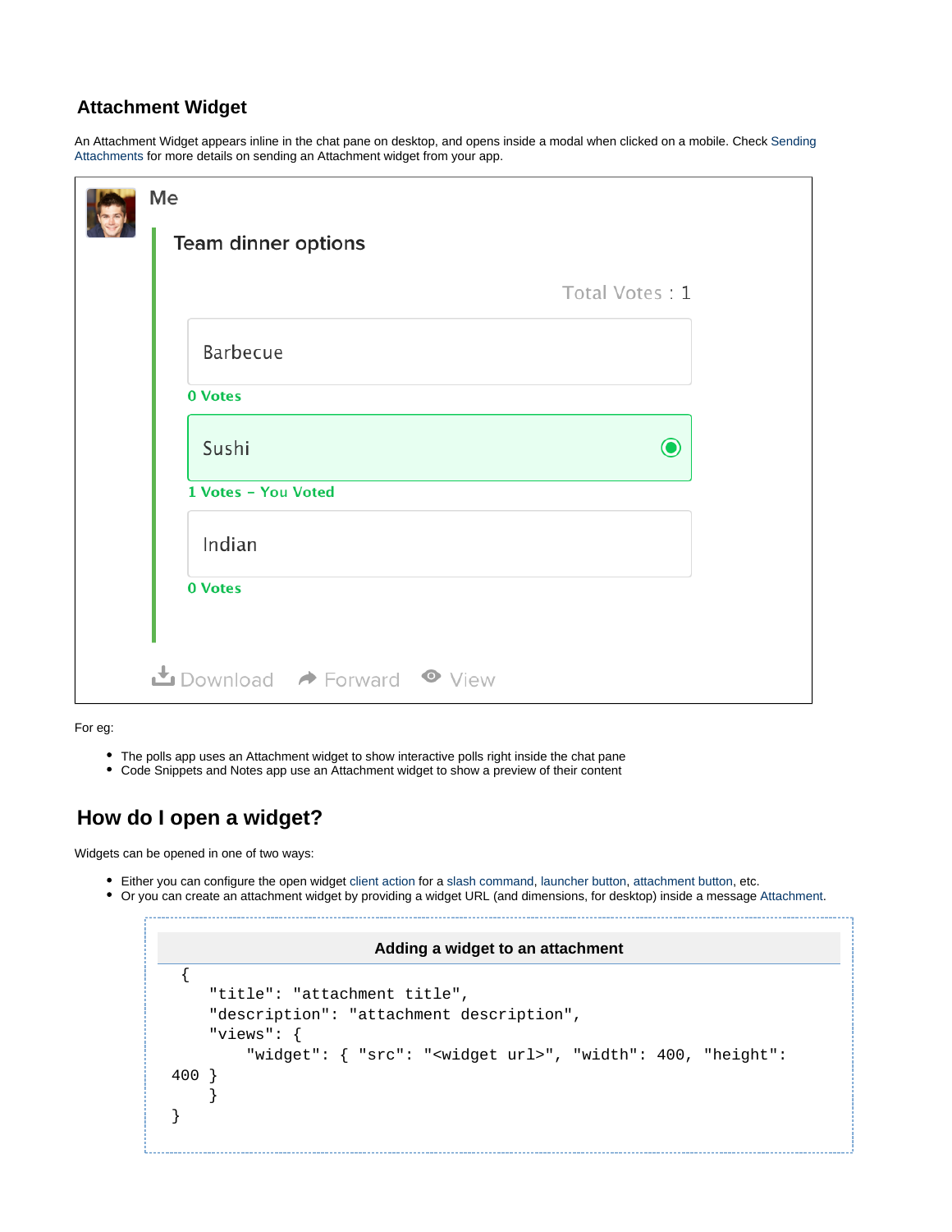### Attachment Widget

An Attachment Widget appears inline in the chat pane on desktop, and opens inside a modal when clicked on a mobile. Check Sending Attachments for more details on sending an Attachment widget from your app.

For eg:

- The polls app uses an Attachment widget to show interactive polls right inside the chat pane
- Code Snippets and Notes app use an Attachment widget to show a preview of their content

## How do I open a widget?

Widgets can be opened in one of two ways:

- Either you can configure the open widget client action for a slash command, launcher button, attachment button, etc.
- Or you can create an attachment widget by providing a widget URL (and dimensions, for desktop) inside a message Attachment.

**Adding a widget to an attachment**

```
{
    "title": "attachment title",
    "description": "attachment description",
    "views": {
        "widget": { "src": "<widget url>", "width": 400, "height": 400 }
    }
}
```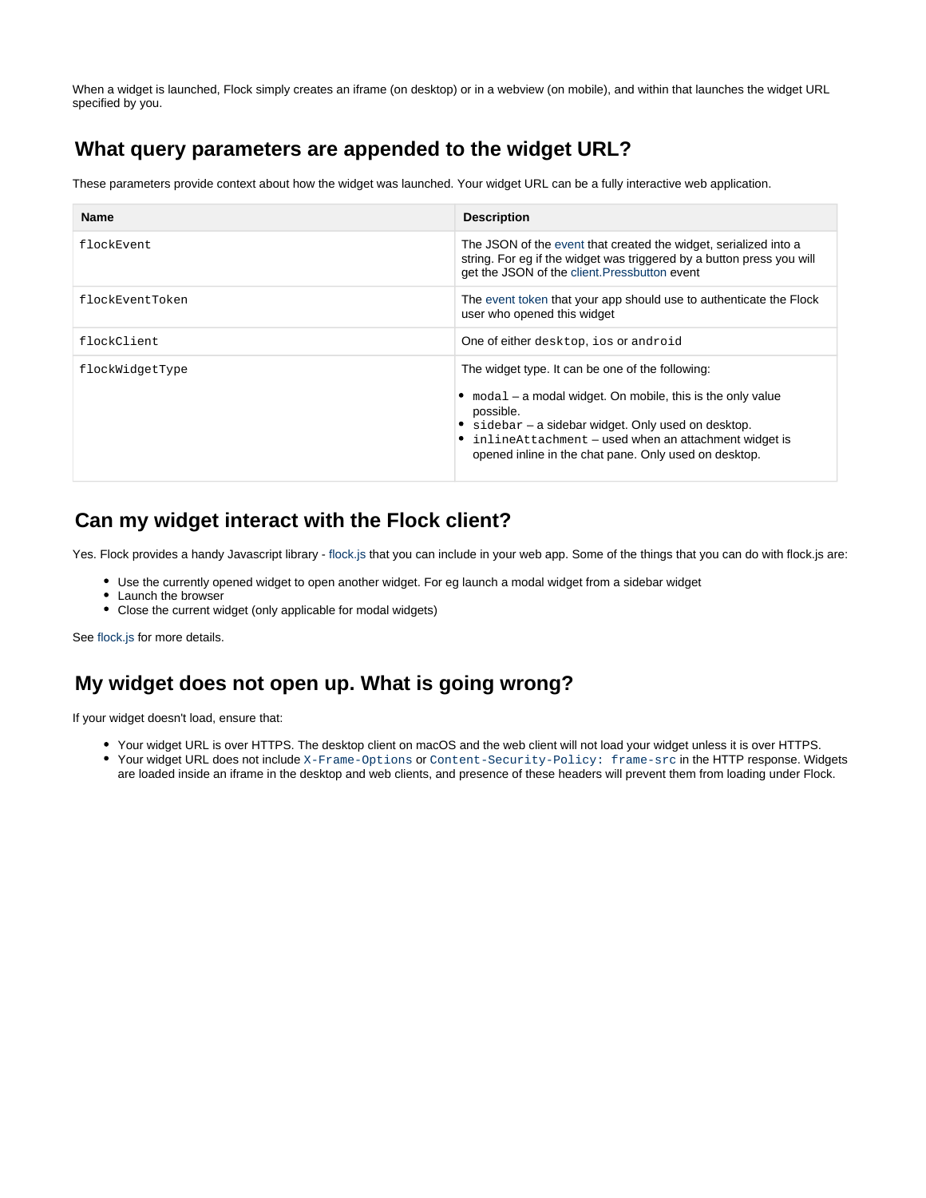When a widget is launched, Flock simply creates an iframe (on desktop) or in a webview (on mobile), and within that launches the widget URL specified by you.

## What query parameters are appended to the widget URL?

These parameters provide context about how the widget was launched. Your widget URL can be a fully interactive web application.

| Name | Description |
| --- | --- |
| `flockEvent` | The JSON of the event that created the widget, serialized into a string. For eg if the widget was triggered by a button press you will get the JSON of the client.Pressbutton event |
| `flockEventToken` | The event token that your app should use to authenticate the Flock user who opened this widget |
| `flockClient` | One of either `desktop`, `ios` or `android` |
| `flockWidgetType` | The widget type. It can be one of the following: <br>• `modal` – a modal widget. On mobile, this is the only value possible. <br>• `sidebar` – a sidebar widget. Only used on desktop. <br>• `inlineAttachment` – used when an attachment widget is opened inline in the chat pane. Only used on desktop. |

## Can my widget interact with the Flock client?

Yes. Flock provides a handy Javascript library - flock.js that you can include in your web app. Some of the things that you can do with flock.js are:

- Use the currently opened widget to open another widget. For eg launch a modal widget from a sidebar widget
- Launch the browser
- Close the current widget (only applicable for modal widgets)

See flock.js for more details.

## My widget does not open up. What is going wrong?

If your widget doesn't load, ensure that:

- Your widget URL is over HTTPS. The desktop client on macOS and the web client will not load your widget unless it is over HTTPS.
- Your widget URL does not include `X-Frame-Options` or `Content-Security-Policy: frame-src` in the HTTP response. Widgets are loaded inside an iframe in the desktop and web clients, and presence of these headers will prevent them from loading under Flock.